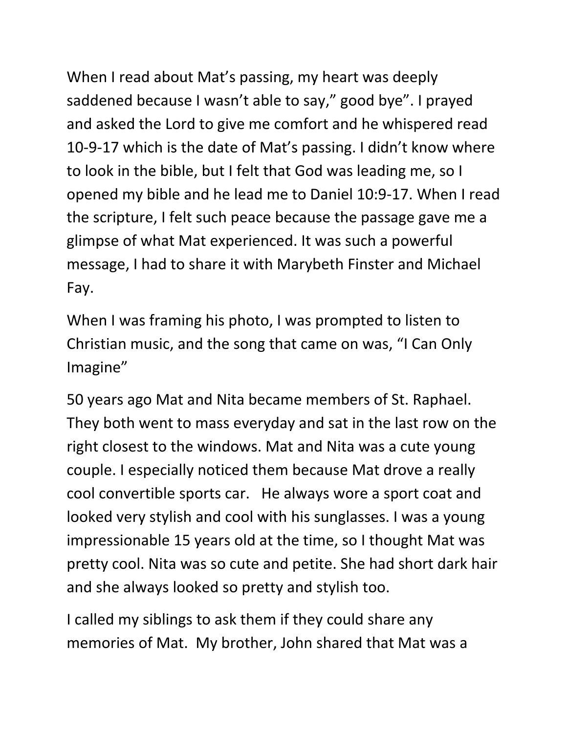When I read about Mat's passing, my heart was deeply saddened because I wasn't able to say," good bye". I prayed and asked the Lord to give me comfort and he whispered read 10-9-17 which is the date of Mat's passing. I didn't know where to look in the bible, but I felt that God was leading me, so I opened my bible and he lead me to Daniel 10:9-17. When I read the scripture, I felt such peace because the passage gave me a glimpse of what Mat experienced. It was such a powerful message, I had to share it with Marybeth Finster and Michael Fay.

When I was framing his photo, I was prompted to listen to Christian music, and the song that came on was, "I Can Only Imagine"

50 years ago Mat and Nita became members of St. Raphael. They both went to mass everyday and sat in the last row on the right closest to the windows. Mat and Nita was a cute young couple. I especially noticed them because Mat drove a really cool convertible sports car. He always wore a sport coat and looked very stylish and cool with his sunglasses. I was a young impressionable 15 years old at the time, so I thought Mat was pretty cool. Nita was so cute and petite. She had short dark hair and she always looked so pretty and stylish too.

I called my siblings to ask them if they could share any memories of Mat. My brother, John shared that Mat was a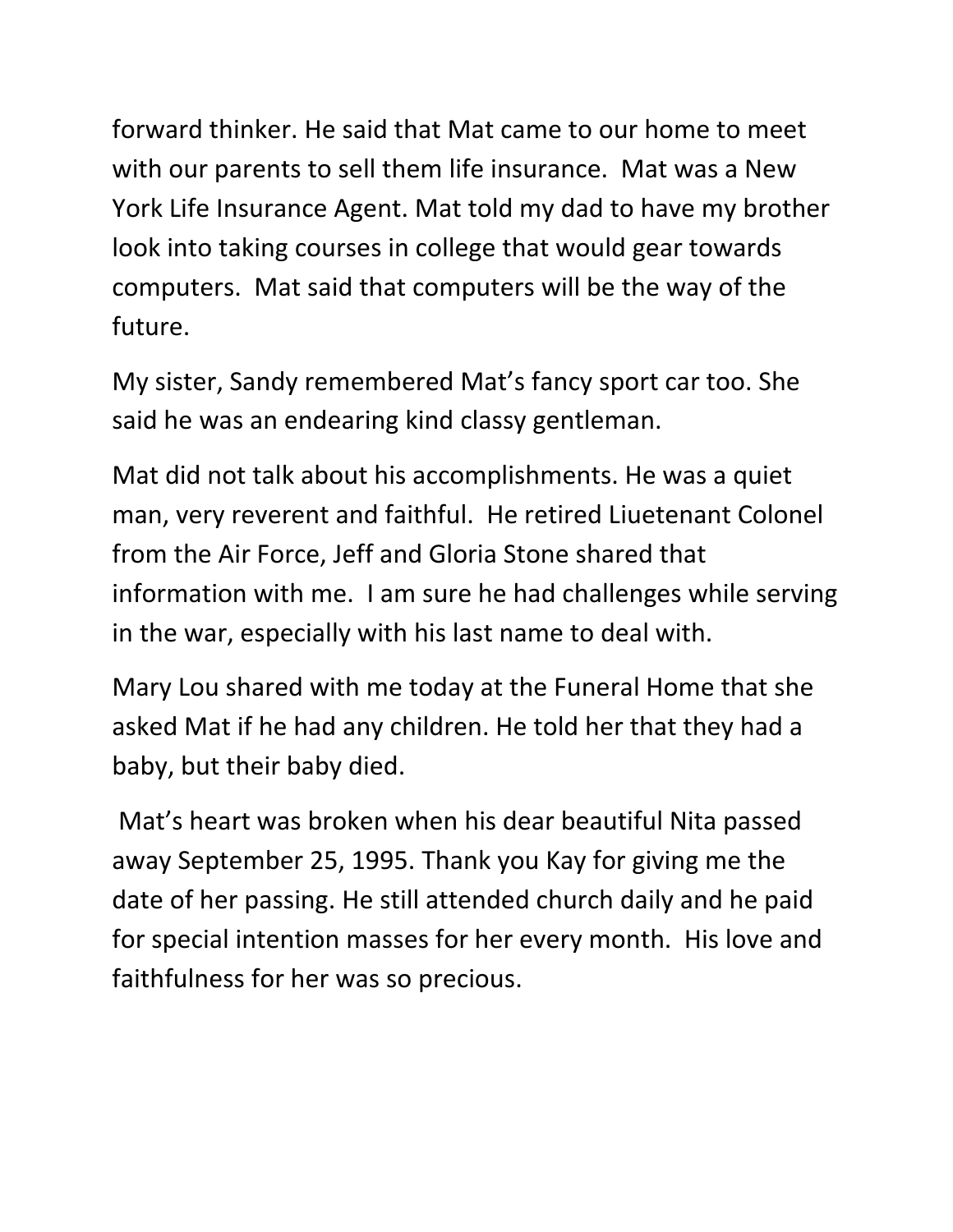forward thinker. He said that Mat came to our home to meet with our parents to sell them life insurance. Mat was a New York Life Insurance Agent. Mat told my dad to have my brother look into taking courses in college that would gear towards computers. Mat said that computers will be the way of the future.

My sister, Sandy remembered Mat's fancy sport car too. She said he was an endearing kind classy gentleman.

Mat did not talk about his accomplishments. He was a quiet man, very reverent and faithful. He retired Liuetenant Colonel from the Air Force, Jeff and Gloria Stone shared that information with me. I am sure he had challenges while serving in the war, especially with his last name to deal with.

Mary Lou shared with me today at the Funeral Home that she asked Mat if he had any children. He told her that they had a baby, but their baby died.

Mat's heart was broken when his dear beautiful Nita passed away September 25, 1995. Thank you Kay for giving me the date of her passing. He still attended church daily and he paid for special intention masses for her every month. His love and faithfulness for her was so precious.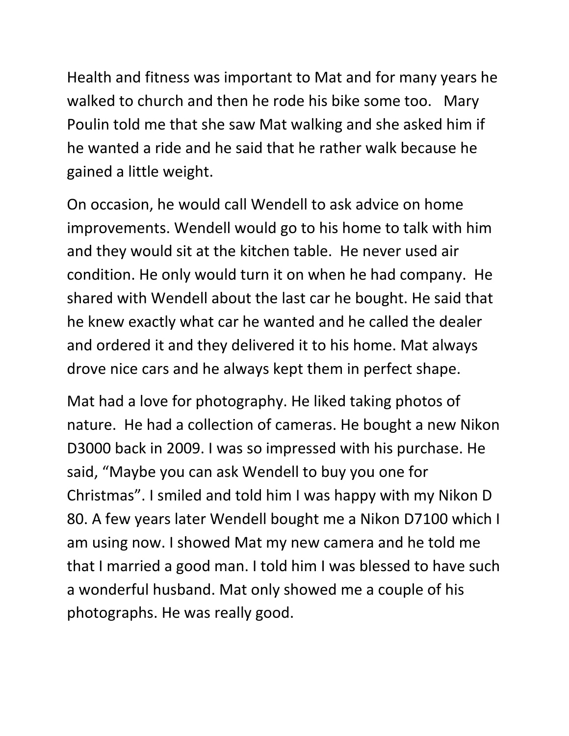Health and fitness was important to Mat and for many years he walked to church and then he rode his bike some too. Mary Poulin told me that she saw Mat walking and she asked him if he wanted a ride and he said that he rather walk because he gained a little weight.

On occasion, he would call Wendell to ask advice on home improvements. Wendell would go to his home to talk with him and they would sit at the kitchen table. He never used air condition. He only would turn it on when he had company. He shared with Wendell about the last car he bought. He said that he knew exactly what car he wanted and he called the dealer and ordered it and they delivered it to his home. Mat always drove nice cars and he always kept them in perfect shape.

Mat had a love for photography. He liked taking photos of nature. He had a collection of cameras. He bought a new Nikon D3000 back in 2009. I was so impressed with his purchase. He said, "Maybe you can ask Wendell to buy you one for Christmas". I smiled and told him I was happy with my Nikon D 80. A few years later Wendell bought me a Nikon D7100 which I am using now. I showed Mat my new camera and he told me that I married a good man. I told him I was blessed to have such a wonderful husband. Mat only showed me a couple of his photographs. He was really good.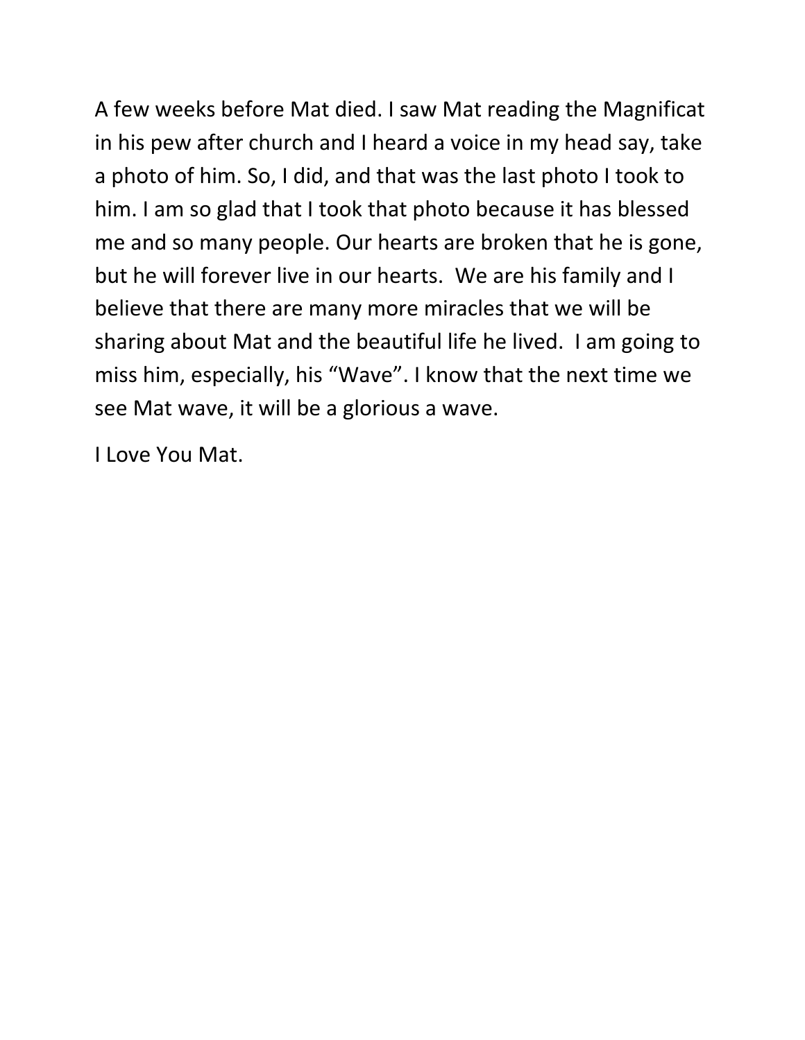A few weeks before Mat died. I saw Mat reading the Magnificat in his pew after church and I heard a voice in my head say, take a photo of him. So, I did, and that was the last photo I took to him. I am so glad that I took that photo because it has blessed me and so many people. Our hearts are broken that he is gone, but he will forever live in our hearts. We are his family and I believe that there are many more miracles that we will be sharing about Mat and the beautiful life he lived. I am going to miss him, especially, his "Wave". I know that the next time we see Mat wave, it will be a glorious a wave.

I Love You Mat.